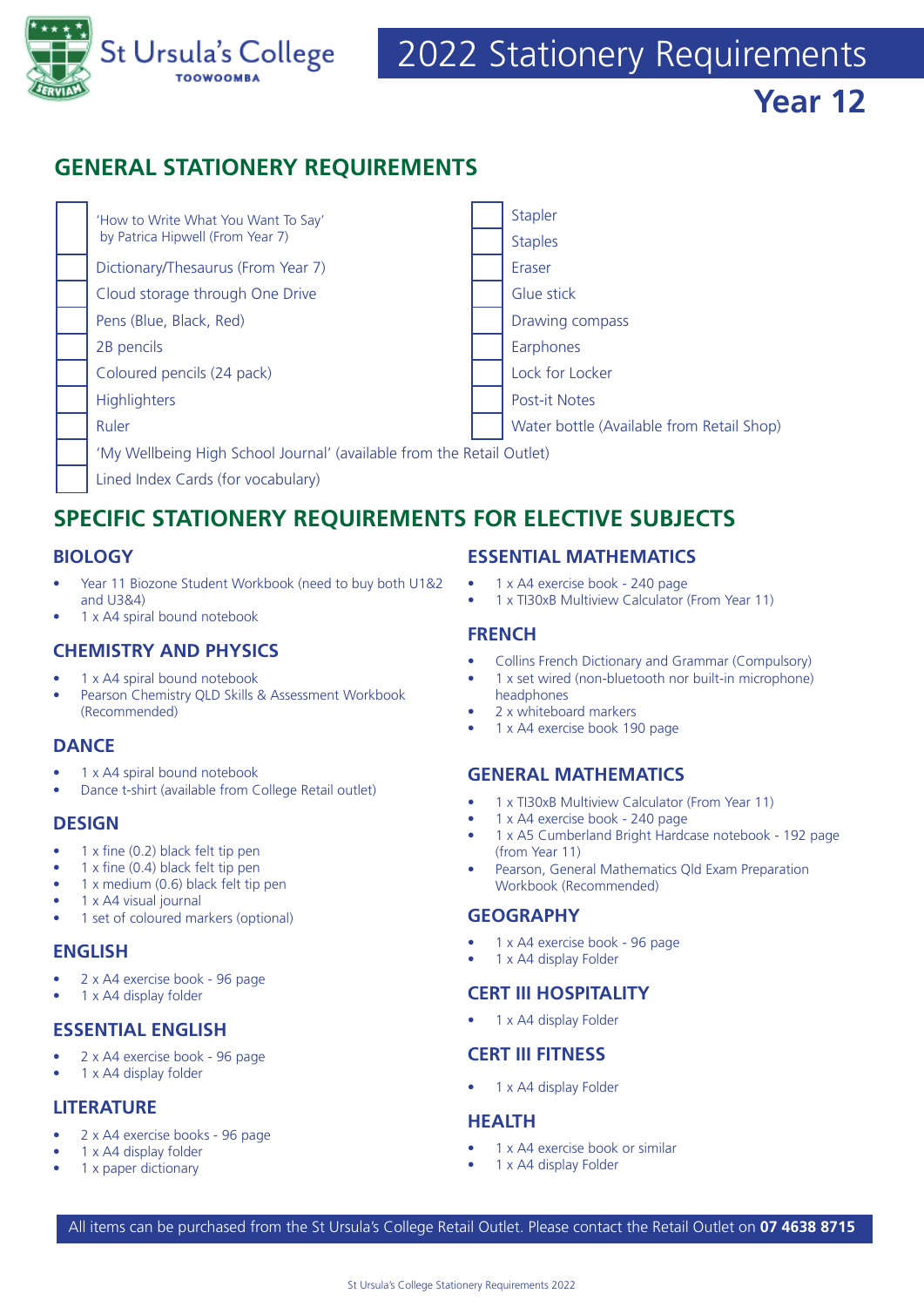St Ursula's College
TOOWOOMBA

# 2022 Stationery Requirements

## Year 12

## GENERAL STATIONERY REQUIREMENTS

- ☐ 'How to Write What You Want To Say' by Patrica Hipwell (From Year 7)
- ☐ Dictionary/Thesaurus (From Year 7)
- ☐ Cloud storage through One Drive
- ☐ Pens (Blue, Black, Red)
- ☐ 2B pencils
- ☐ Coloured pencils (24 pack)
- ☐ Highlighters
- ☐ Ruler
- ☐ 'My Wellbeing High School Journal' (available from the Retail Outlet)
- ☐ Lined Index Cards (for vocabulary)
- ☐ Stapler
- ☐ Staples
- ☐ Eraser
- ☐ Glue stick
- ☐ Drawing compass
- ☐ Earphones
- ☐ Lock for Locker
- ☐ Post-it Notes
- ☐ Water bottle (Available from Retail Shop)

## SPECIFIC STATIONERY REQUIREMENTS FOR ELECTIVE SUBJECTS

### BIOLOGY

- Year 11 Biozone Student Workbook (need to buy both U1&2 and U3&4)
- 1 x A4 spiral bound notebook

### CHEMISTRY AND PHYSICS

- 1 x A4 spiral bound notebook
- Pearson Chemistry QLD Skills & Assessment Workbook (Recommended)

### DANCE

- 1 x A4 spiral bound notebook
- Dance t-shirt (available from College Retail outlet)

### DESIGN

- 1 x fine (0.2) black felt tip pen
- 1 x fine (0.4) black felt tip pen
- 1 x medium (0.6) black felt tip pen
- 1 x A4 visual journal
- 1 set of coloured markers (optional)

### ENGLISH

- 2 x A4 exercise book - 96 page
- 1 x A4 display folder

### ESSENTIAL ENGLISH

- 2 x A4 exercise book - 96 page
- 1 x A4 display folder

### LITERATURE

- 2 x A4 exercise books - 96 page
- 1 x A4 display folder
- 1 x paper dictionary

### ESSENTIAL MATHEMATICS

- 1 x A4 exercise book - 240 page
- 1 x TI30xB Multiview Calculator (From Year 11)

### FRENCH

- Collins French Dictionary and Grammar (Compulsory)
- 1 x set wired (non-bluetooth nor built-in microphone) headphones
- 2 x whiteboard markers
- 1 x A4 exercise book 190 page

### GENERAL MATHEMATICS

- 1 x TI30xB Multiview Calculator (From Year 11)
- 1 x A4 exercise book - 240 page
- 1 x A5 Cumberland Bright Hardcase notebook - 192 page (from Year 11)
- Pearson, General Mathematics Qld Exam Preparation Workbook (Recommended)

### GEOGRAPHY

- 1 x A4 exercise book - 96 page
- 1 x A4 display Folder

### CERT III HOSPITALITY

- 1 x A4 display Folder

### CERT III FITNESS

- 1 x A4 display Folder

### HEALTH

- 1 x A4 exercise book or similar
- 1 x A4 display Folder

All items can be purchased from the St Ursula's College Retail Outlet. Please contact the Retail Outlet on **07 4638 8715**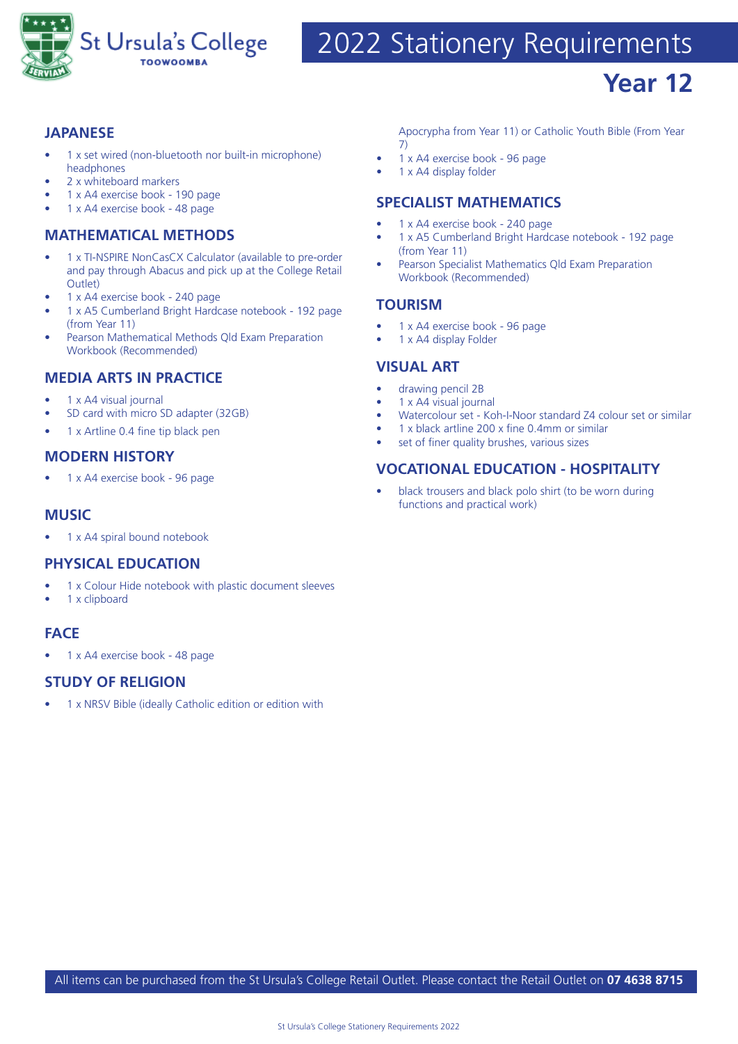# 2022 Stationery Requirements

## Year 12

### JAPANESE

- 1 x set wired (non-bluetooth nor built-in microphone) headphones
- 2 x whiteboard markers
- 1 x A4 exercise book - 190 page
- 1 x A4 exercise book - 48 page

### MATHEMATICAL METHODS

- 1 x TI-NSPIRE NonCasCX Calculator (available to pre-order and pay through Abacus and pick up at the College Retail Outlet)
- 1 x A4 exercise book - 240 page
- 1 x A5 Cumberland Bright Hardcase notebook - 192 page (from Year 11)
- Pearson Mathematical Methods Qld Exam Preparation Workbook (Recommended)

### MEDIA ARTS IN PRACTICE

- 1 x A4 visual journal
- SD card with micro SD adapter (32GB)
- 1 x Artline 0.4 fine tip black pen

### MODERN HISTORY

- 1 x A4 exercise book - 96 page

### MUSIC

- 1 x A4 spiral bound notebook

### PHYSICAL EDUCATION

- 1 x Colour Hide notebook with plastic document sleeves
- 1 x clipboard

### FACE

- 1 x A4 exercise book - 48 page

### STUDY OF RELIGION

- 1 x NRSV Bible (ideally Catholic edition or edition with Apocrypha from Year 11) or Catholic Youth Bible (From Year 7)
- 1 x A4 exercise book - 96 page
- 1 x A4 display folder

### SPECIALIST MATHEMATICS

- 1 x A4 exercise book - 240 page
- 1 x A5 Cumberland Bright Hardcase notebook - 192 page (from Year 11)
- Pearson Specialist Mathematics Qld Exam Preparation Workbook (Recommended)

### TOURISM

- 1 x A4 exercise book - 96 page
- 1 x A4 display Folder

### VISUAL ART

- drawing pencil 2B
- 1 x A4 visual journal
- Watercolour set - Koh-I-Noor standard Z4 colour set or similar
- 1 x black artline 200 x fine 0.4mm or similar
- set of finer quality brushes, various sizes

### VOCATIONAL EDUCATION - HOSPITALITY

- black trousers and black polo shirt (to be worn during functions and practical work)

All items can be purchased from the St Ursula's College Retail Outlet. Please contact the Retail Outlet on **07 4638 8715**